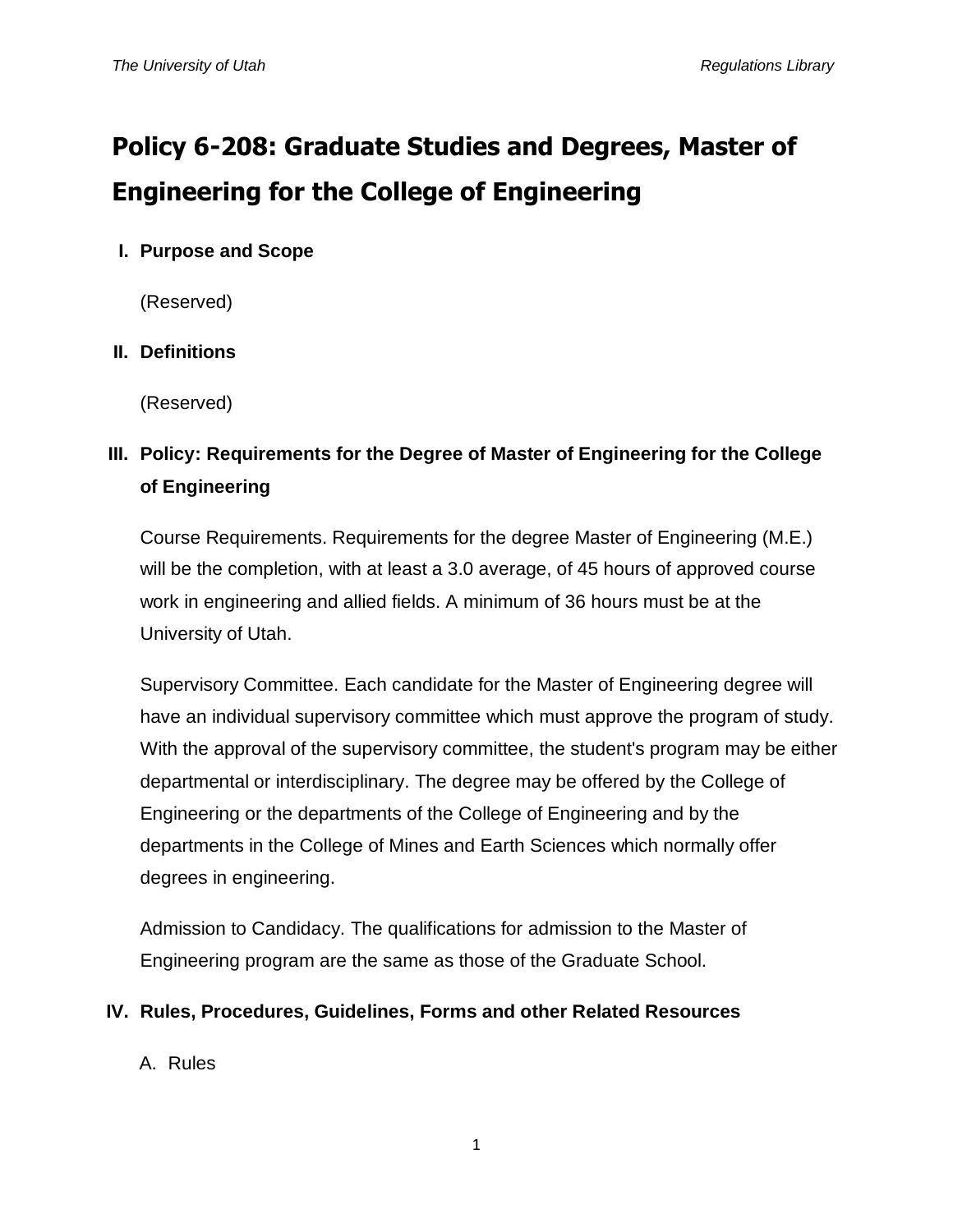# Policy 6-208: Graduate Studies and Degrees, Master of Engineering for the College of Engineering

## I. Purpose and Scope

(Reserved)

## II. Definitions

(Reserved)

## III. Policy: Requirements for the Degree of Master of Engineering for the College of Engineering

Course Requirements. Requirements for the degree Master of Engineering (M.E.) will be the completion, with at least a 3.0 average, of 45 hours of approved course work in engineering and allied fields. A minimum of 36 hours must be at the University of Utah.

Supervisory Committee. Each candidate for the Master of Engineering degree will have an individual supervisory committee which must approve the program of study. With the approval of the supervisory committee, the student's program may be either departmental or interdisciplinary. The degree may be offered by the College of Engineering or the departments of the College of Engineering and by the departments in the College of Mines and Earth Sciences which normally offer degrees in engineering.

Admission to Candidacy. The qualifications for admission to the Master of Engineering program are the same as those of the Graduate School.

## IV. Rules, Procedures, Guidelines, Forms and other Related Resources

A. Rules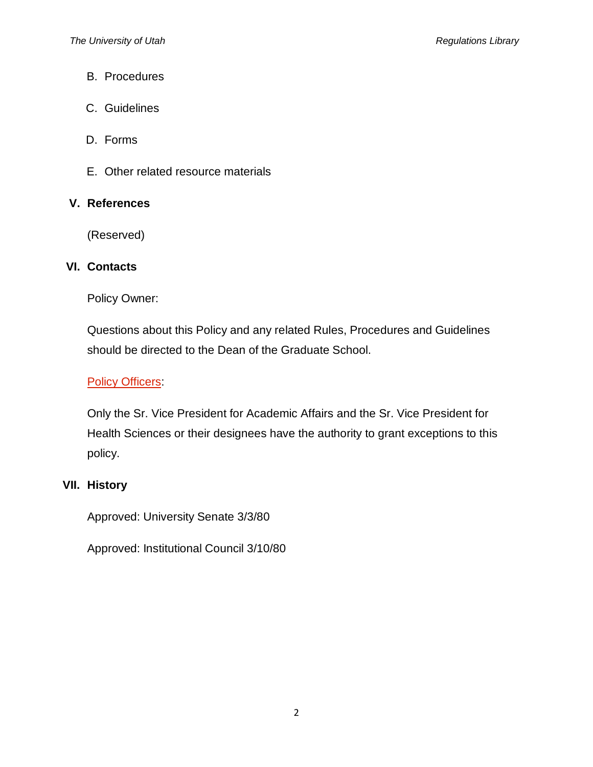B. Procedures

C. Guidelines

D. Forms

E. Other related resource materials

## V. References

(Reserved)

## VI. Contacts

Policy Owner:

Questions about this Policy and any related Rules, Procedures and Guidelines should be directed to the Dean of the Graduate School.

Policy Officers:

Only the Sr. Vice President for Academic Affairs and the Sr. Vice President for Health Sciences or their designees have the authority to grant exceptions to this policy.

## VII. History

Approved: University Senate 3/3/80

Approved: Institutional Council 3/10/80